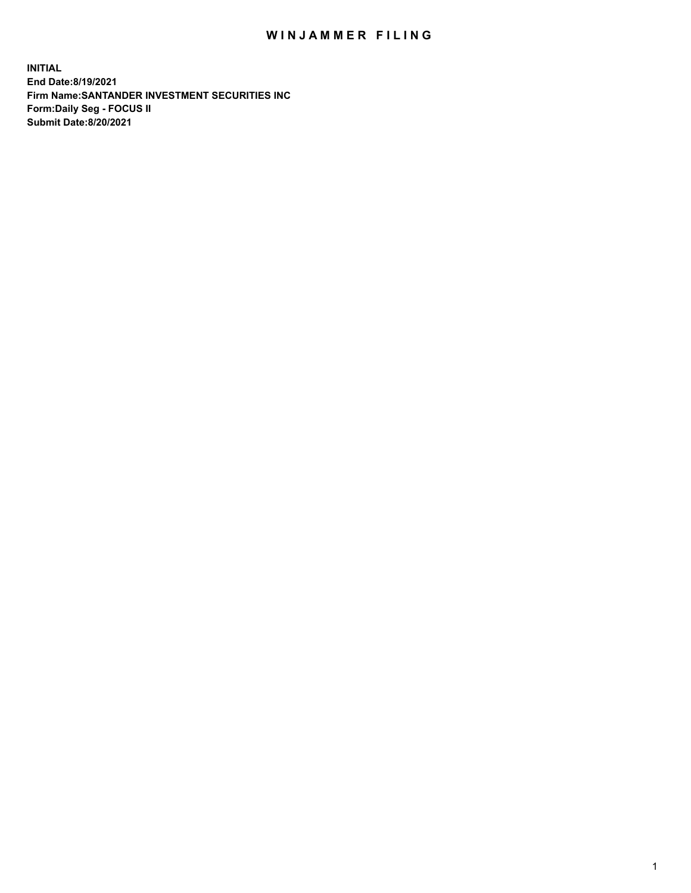# WINJAMMER FILING

**INITIAL**
**End Date:8/19/2021**
**Firm Name:SANTANDER INVESTMENT SECURITIES INC**
**Form:Daily Seg - FOCUS II**
**Submit Date:8/20/2021**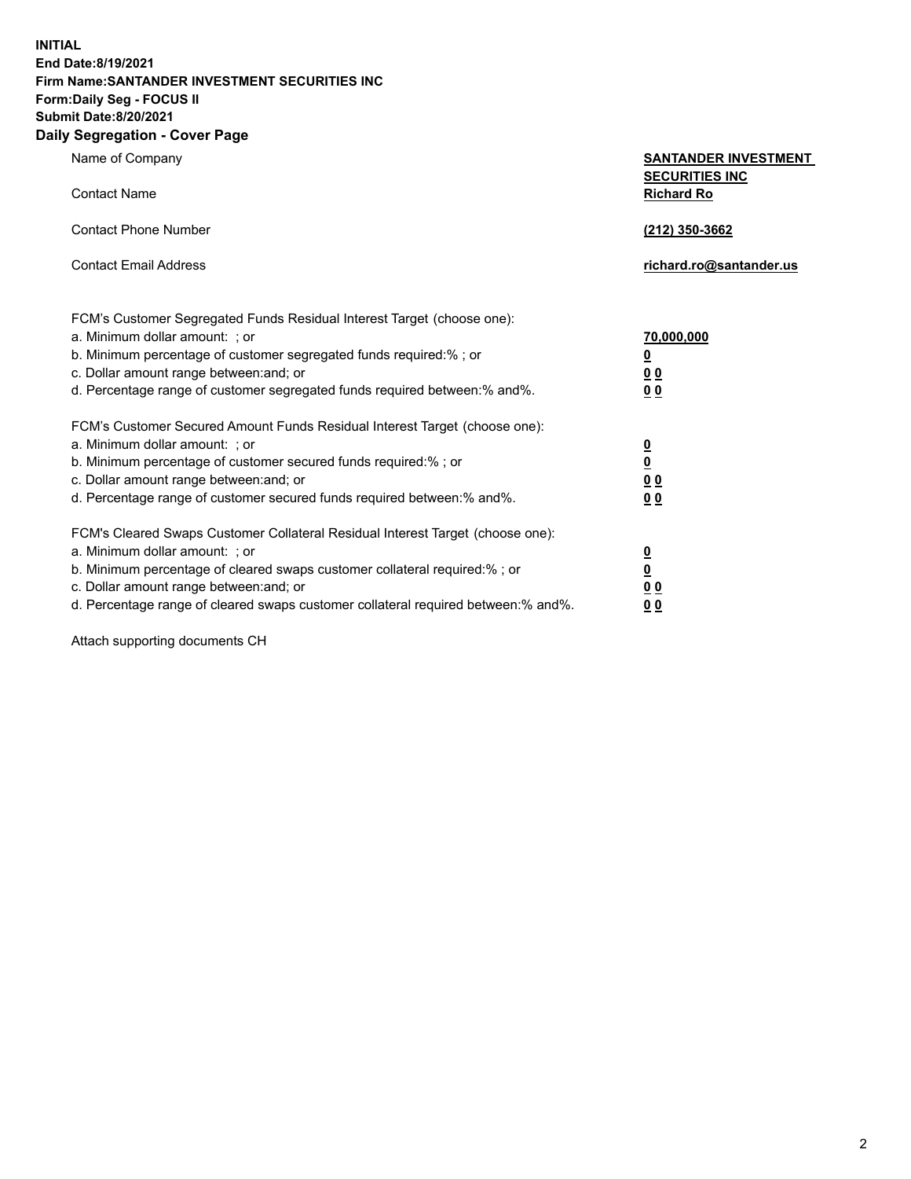**INITIAL**
**End Date:8/19/2021**
**Firm Name:SANTANDER INVESTMENT SECURITIES INC**
**Form:Daily Seg - FOCUS II**
**Submit Date:8/20/2021**

## Daily Segregation - Cover Page

| | |
|---|---|
| Name of Company | **SANTANDER INVESTMENT SECURITIES INC** |
| Contact Name | **Richard Ro** |
| Contact Phone Number | **(212) 350-3662** |
| Contact Email Address | **richard.ro@santander.us** |

| | |
|---|---|
| FCM's Customer Segregated Funds Residual Interest Target (choose one): | |
| a. Minimum dollar amount: ; or | **70,000,000** |
| b. Minimum percentage of customer segregated funds required:% ; or | **0** |
| c. Dollar amount range between:and; or | **0 0** |
| d. Percentage range of customer segregated funds required between:% and%. | **0 0** |
| FCM's Customer Secured Amount Funds Residual Interest Target (choose one): | |
| a. Minimum dollar amount: ; or | **0** |
| b. Minimum percentage of customer secured funds required:% ; or | **0** |
| c. Dollar amount range between:and; or | **0 0** |
| d. Percentage range of customer secured funds required between:% and%. | **0 0** |
| FCM's Cleared Swaps Customer Collateral Residual Interest Target (choose one): | |
| a. Minimum dollar amount: ; or | **0** |
| b. Minimum percentage of cleared swaps customer collateral required:% ; or | **0** |
| c. Dollar amount range between:and; or | **0 0** |
| d. Percentage range of cleared swaps customer collateral required between:% and%. | **0 0** |

Attach supporting documents CH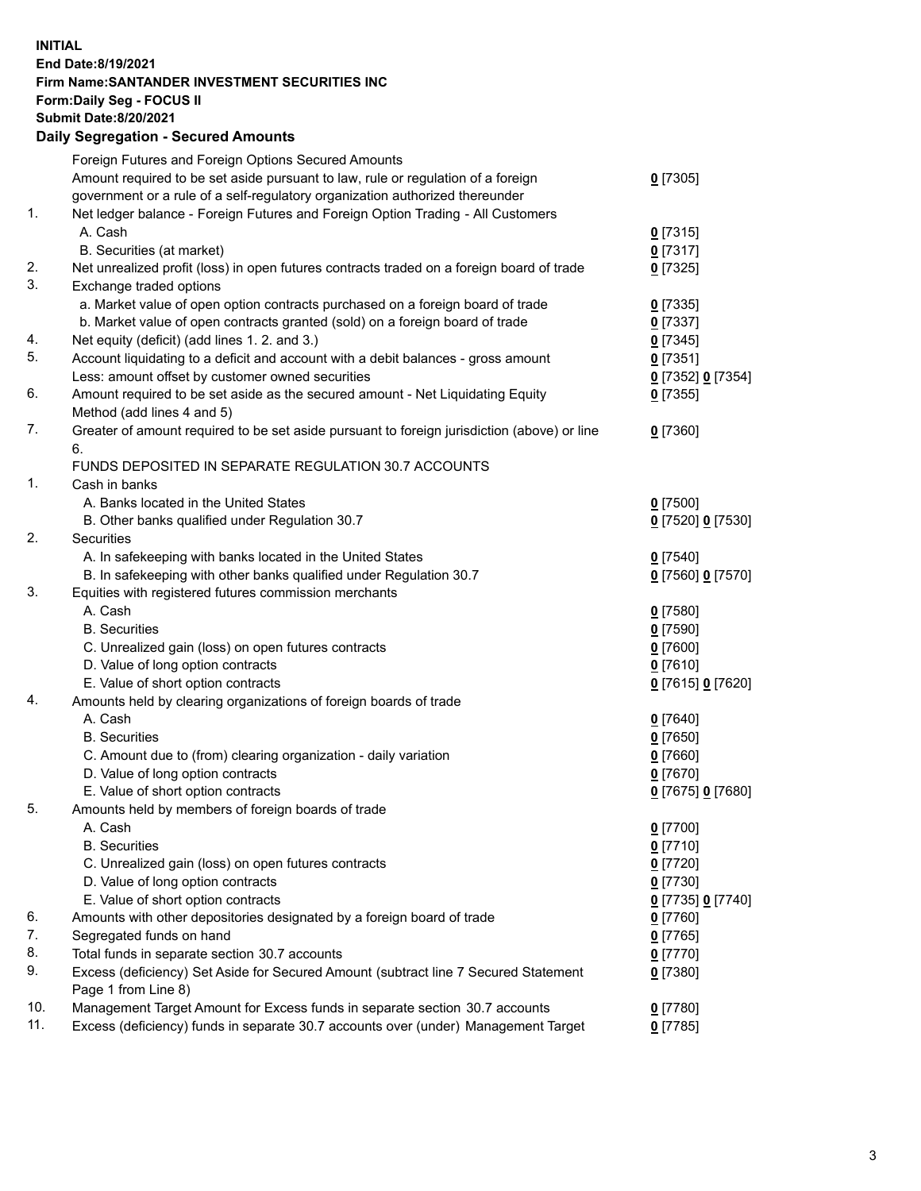**INITIAL**
**End Date:8/19/2021**
**Firm Name:SANTANDER INVESTMENT SECURITIES INC**
**Form:Daily Seg - FOCUS II**
**Submit Date:8/20/2021**

## Daily Segregation - Secured Amounts

| | | |
|---|---|---|
| | Foreign Futures and Foreign Options Secured Amounts | |
| | Amount required to be set aside pursuant to law, rule or regulation of a foreign government or a rule of a self-regulatory organization authorized thereunder | 0 [7305] |
| 1. | Net ledger balance - Foreign Futures and Foreign Option Trading - All Customers | |
| | A. Cash | 0 [7315] |
| | B. Securities (at market) | 0 [7317] |
| 2. | Net unrealized profit (loss) in open futures contracts traded on a foreign board of trade | 0 [7325] |
| 3. | Exchange traded options | |
| | a. Market value of open option contracts purchased on a foreign board of trade | 0 [7335] |
| | b. Market value of open contracts granted (sold) on a foreign board of trade | 0 [7337] |
| 4. | Net equity (deficit) (add lines 1. 2. and 3.) | 0 [7345] |
| 5. | Account liquidating to a deficit and account with a debit balances - gross amount | 0 [7351] |
| | Less: amount offset by customer owned securities | 0 [7352] 0 [7354] |
| 6. | Amount required to be set aside as the secured amount - Net Liquidating Equity Method (add lines 4 and 5) | 0 [7355] |
| 7. | Greater of amount required to be set aside pursuant to foreign jurisdiction (above) or line 6. | 0 [7360] |
| | FUNDS DEPOSITED IN SEPARATE REGULATION 30.7 ACCOUNTS | |
| 1. | Cash in banks | |
| | A. Banks located in the United States | 0 [7500] |
| | B. Other banks qualified under Regulation 30.7 | 0 [7520] 0 [7530] |
| 2. | Securities | |
| | A. In safekeeping with banks located in the United States | 0 [7540] |
| | B. In safekeeping with other banks qualified under Regulation 30.7 | 0 [7560] 0 [7570] |
| 3. | Equities with registered futures commission merchants | |
| | A. Cash | 0 [7580] |
| | B. Securities | 0 [7590] |
| | C. Unrealized gain (loss) on open futures contracts | 0 [7600] |
| | D. Value of long option contracts | 0 [7610] |
| | E. Value of short option contracts | 0 [7615] 0 [7620] |
| 4. | Amounts held by clearing organizations of foreign boards of trade | |
| | A. Cash | 0 [7640] |
| | B. Securities | 0 [7650] |
| | C. Amount due to (from) clearing organization - daily variation | 0 [7660] |
| | D. Value of long option contracts | 0 [7670] |
| | E. Value of short option contracts | 0 [7675] 0 [7680] |
| 5. | Amounts held by members of foreign boards of trade | |
| | A. Cash | 0 [7700] |
| | B. Securities | 0 [7710] |
| | C. Unrealized gain (loss) on open futures contracts | 0 [7720] |
| | D. Value of long option contracts | 0 [7730] |
| | E. Value of short option contracts | 0 [7735] 0 [7740] |
| 6. | Amounts with other depositories designated by a foreign board of trade | 0 [7760] |
| 7. | Segregated funds on hand | 0 [7765] |
| 8. | Total funds in separate section 30.7 accounts | 0 [7770] |
| 9. | Excess (deficiency) Set Aside for Secured Amount (subtract line 7 Secured Statement Page 1 from Line 8) | 0 [7380] |
| 10. | Management Target Amount for Excess funds in separate section 30.7 accounts | 0 [7780] |
| 11. | Excess (deficiency) funds in separate 30.7 accounts over (under) Management Target | 0 [7785] |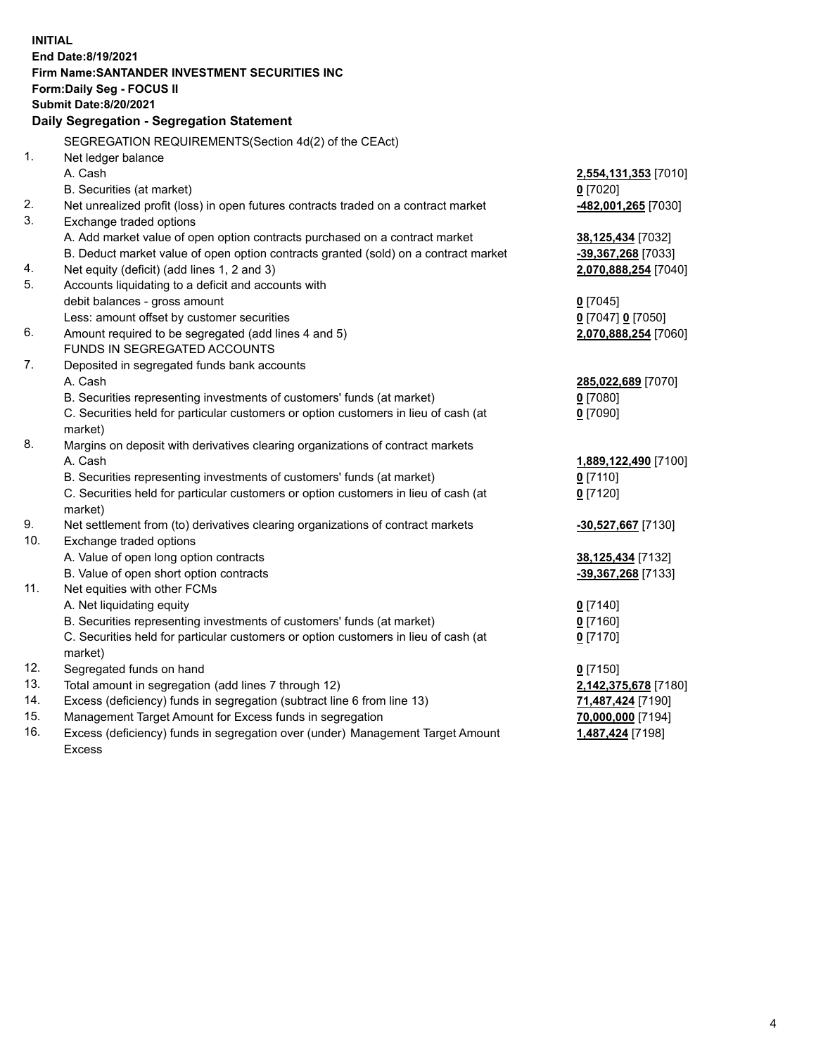**INITIAL**
**End Date:8/19/2021**
**Firm Name:SANTANDER INVESTMENT SECURITIES INC**
**Form:Daily Seg - FOCUS II**
**Submit Date:8/20/2021**

## Daily Segregation - Segregation Statement

SEGREGATION REQUIREMENTS(Section 4d(2) of the CEAct)

| | | |
|---|---|---|
| 1. | Net ledger balance | |
| | A. Cash | **2,554,131,353** [7010] |
| | B. Securities (at market) | **0** [7020] |
| 2. | Net unrealized profit (loss) in open futures contracts traded on a contract market | **-482,001,265** [7030] |
| 3. | Exchange traded options | |
| | A. Add market value of open option contracts purchased on a contract market | **38,125,434** [7032] |
| | B. Deduct market value of open option contracts granted (sold) on a contract market | **-39,367,268** [7033] |
| 4. | Net equity (deficit) (add lines 1, 2 and 3) | **2,070,888,254** [7040] |
| 5. | Accounts liquidating to a deficit and accounts with debit balances - gross amount | **0** [7045] |
| | Less: amount offset by customer securities | **0** [7047] **0** [7050] |
| 6. | Amount required to be segregated (add lines 4 and 5) | **2,070,888,254** [7060] |
| | FUNDS IN SEGREGATED ACCOUNTS | |
| 7. | Deposited in segregated funds bank accounts | |
| | A. Cash | **285,022,689** [7070] |
| | B. Securities representing investments of customers' funds (at market) | **0** [7080] |
| | C. Securities held for particular customers or option customers in lieu of cash (at market) | **0** [7090] |
| 8. | Margins on deposit with derivatives clearing organizations of contract markets | |
| | A. Cash | **1,889,122,490** [7100] |
| | B. Securities representing investments of customers' funds (at market) | **0** [7110] |
| | C. Securities held for particular customers or option customers in lieu of cash (at market) | **0** [7120] |
| 9. | Net settlement from (to) derivatives clearing organizations of contract markets | **-30,527,667** [7130] |
| 10. | Exchange traded options | |
| | A. Value of open long option contracts | **38,125,434** [7132] |
| | B. Value of open short option contracts | **-39,367,268** [7133] |
| 11. | Net equities with other FCMs | |
| | A. Net liquidating equity | **0** [7140] |
| | B. Securities representing investments of customers' funds (at market) | **0** [7160] |
| | C. Securities held for particular customers or option customers in lieu of cash (at market) | **0** [7170] |
| 12. | Segregated funds on hand | **0** [7150] |
| 13. | Total amount in segregation (add lines 7 through 12) | **2,142,375,678** [7180] |
| 14. | Excess (deficiency) funds in segregation (subtract line 6 from line 13) | **71,487,424** [7190] |
| 15. | Management Target Amount for Excess funds in segregation | **70,000,000** [7194] |
| 16. | Excess (deficiency) funds in segregation over (under) Management Target Amount Excess | **1,487,424** [7198] |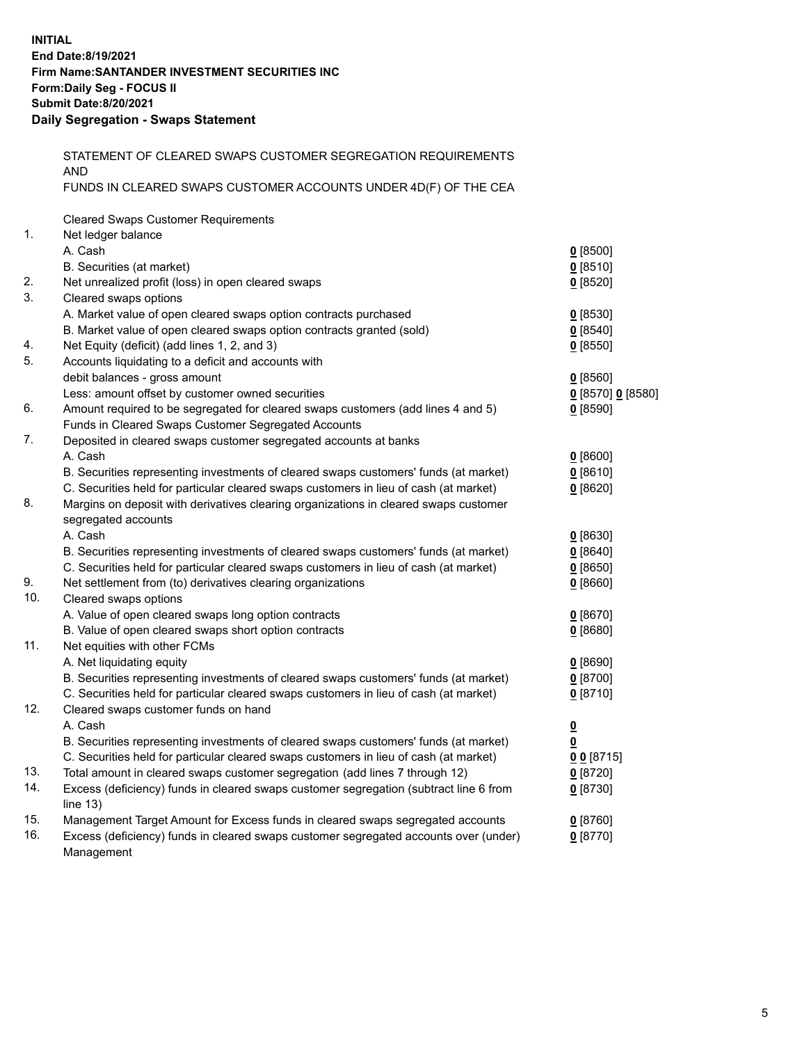**INITIAL**
**End Date:8/19/2021**
**Firm Name:SANTANDER INVESTMENT SECURITIES INC**
**Form:Daily Seg - FOCUS II**
**Submit Date:8/20/2021**
**Daily Segregation - Swaps Statement**

STATEMENT OF CLEARED SWAPS CUSTOMER SEGREGATION REQUIREMENTS AND FUNDS IN CLEARED SWAPS CUSTOMER ACCOUNTS UNDER 4D(F) OF THE CEA

| | | |
|---|---|---|
| | Cleared Swaps Customer Requirements | |
| 1. | Net ledger balance | |
| | A. Cash | 0 [8500] |
| | B. Securities (at market) | 0 [8510] |
| 2. | Net unrealized profit (loss) in open cleared swaps | 0 [8520] |
| 3. | Cleared swaps options | |
| | A. Market value of open cleared swaps option contracts purchased | 0 [8530] |
| | B. Market value of open cleared swaps option contracts granted (sold) | 0 [8540] |
| 4. | Net Equity (deficit) (add lines 1, 2, and 3) | 0 [8550] |
| 5. | Accounts liquidating to a deficit and accounts with debit balances - gross amount | 0 [8560] |
| | Less: amount offset by customer owned securities | 0 [8570] 0 [8580] |
| 6. | Amount required to be segregated for cleared swaps customers (add lines 4 and 5) | 0 [8590] |
| | Funds in Cleared Swaps Customer Segregated Accounts | |
| 7. | Deposited in cleared swaps customer segregated accounts at banks | |
| | A. Cash | 0 [8600] |
| | B. Securities representing investments of cleared swaps customers' funds (at market) | 0 [8610] |
| | C. Securities held for particular cleared swaps customers in lieu of cash (at market) | 0 [8620] |
| 8. | Margins on deposit with derivatives clearing organizations in cleared swaps customer segregated accounts | |
| | A. Cash | 0 [8630] |
| | B. Securities representing investments of cleared swaps customers' funds (at market) | 0 [8640] |
| | C. Securities held for particular cleared swaps customers in lieu of cash (at market) | 0 [8650] |
| 9. | Net settlement from (to) derivatives clearing organizations | 0 [8660] |
| 10. | Cleared swaps options | |
| | A. Value of open cleared swaps long option contracts | 0 [8670] |
| | B. Value of open cleared swaps short option contracts | 0 [8680] |
| 11. | Net equities with other FCMs | |
| | A. Net liquidating equity | 0 [8690] |
| | B. Securities representing investments of cleared swaps customers' funds (at market) | 0 [8700] |
| | C. Securities held for particular cleared swaps customers in lieu of cash (at market) | 0 [8710] |
| 12. | Cleared swaps customer funds on hand | |
| | A. Cash | 0 |
| | B. Securities representing investments of cleared swaps customers' funds (at market) | 0 |
| | C. Securities held for particular cleared swaps customers in lieu of cash (at market) | 0 0 [8715] |
| 13. | Total amount in cleared swaps customer segregation (add lines 7 through 12) | 0 [8720] |
| 14. | Excess (deficiency) funds in cleared swaps customer segregation (subtract line 6 from line 13) | 0 [8730] |
| 15. | Management Target Amount for Excess funds in cleared swaps segregated accounts | 0 [8760] |
| 16. | Excess (deficiency) funds in cleared swaps customer segregated accounts over (under) Management | 0 [8770] |